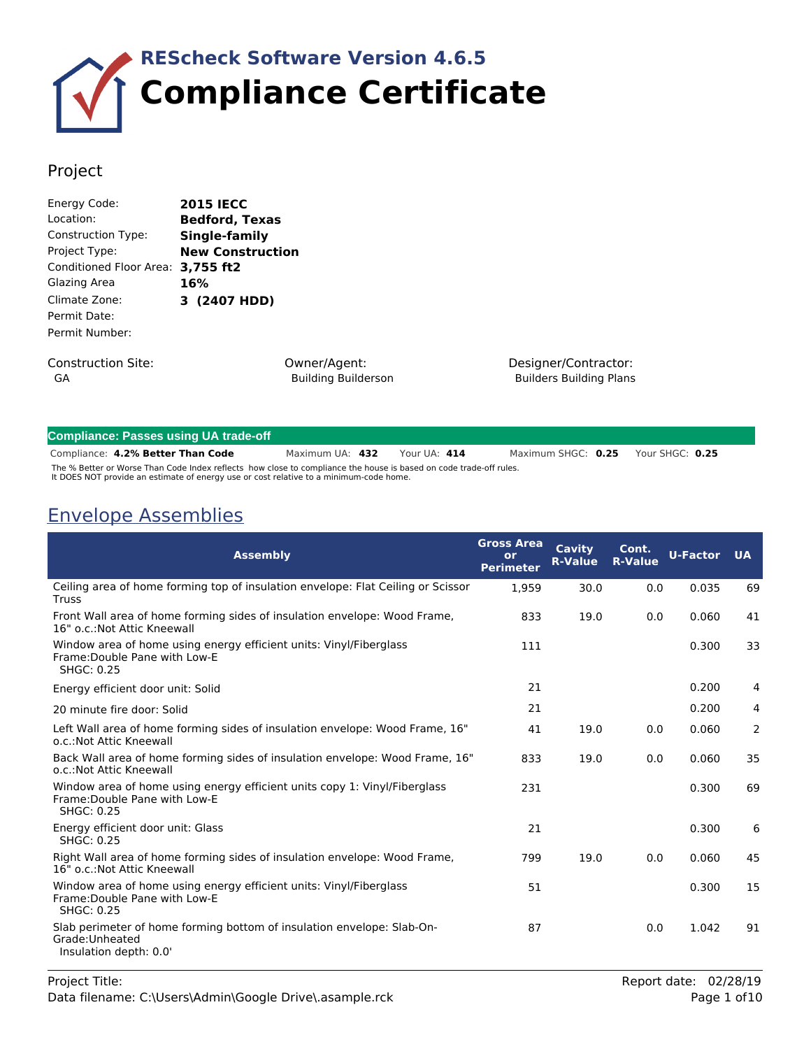# REScheck Software Version 4.6.5

# Compliance Certificate

## Project

| | |
|---|---|
| Energy Code: | **2015 IECC** |
| Location: | **Bedford, Texas** |
| Construction Type: | **Single-family** |
| Project Type: | **New Construction** |
| Conditioned Floor Area: | **3,755 ft2** |
| Glazing Area | **16%** |
| Climate Zone: | **3 (2407 HDD)** |
| Permit Date: | |
| Permit Number: | |

**Construction Site:**
GA

**Owner/Agent:**
Building Builderson

**Designer/Contractor:**
Builders Building Plans

**Compliance: Passes using UA trade-off**

Compliance: **4.2% Better Than Code** Maximum UA: **432** Your UA: **414** Maximum SHGC: **0.25** Your SHGC: **0.25**

The % Better or Worse Than Code Index reflects how close to compliance the house is based on code trade-off rules.
It DOES NOT provide an estimate of energy use or cost relative to a minimum-code home.

## Envelope Assemblies

| Assembly | Gross Area or Perimeter | Cavity R-Value | Cont. R-Value | U-Factor | UA |
|---|---|---|---|---|---|
| Ceiling area of home forming top of insulation envelope: Flat Ceiling or Scissor Truss | 1,959 | 30.0 | 0.0 | 0.035 | 69 |
| Front Wall area of home forming sides of insulation envelope: Wood Frame, 16" o.c.:Not Attic Kneewall | 833 | 19.0 | 0.0 | 0.060 | 41 |
| Window area of home using energy efficient units: Vinyl/Fiberglass Frame:Double Pane with Low-E SHGC: 0.25 | 111 | | | 0.300 | 33 |
| Energy efficient door unit: Solid | 21 | | | 0.200 | 4 |
| 20 minute fire door: Solid | 21 | | | 0.200 | 4 |
| Left Wall area of home forming sides of insulation envelope: Wood Frame, 16" o.c.:Not Attic Kneewall | 41 | 19.0 | 0.0 | 0.060 | 2 |
| Back Wall area of home forming sides of insulation envelope: Wood Frame, 16" o.c.:Not Attic Kneewall | 833 | 19.0 | 0.0 | 0.060 | 35 |
| Window area of home using energy efficient units copy 1: Vinyl/Fiberglass Frame:Double Pane with Low-E SHGC: 0.25 | 231 | | | 0.300 | 69 |
| Energy efficient door unit: Glass SHGC: 0.25 | 21 | | | 0.300 | 6 |
| Right Wall area of home forming sides of insulation envelope: Wood Frame, 16" o.c.:Not Attic Kneewall | 799 | 19.0 | 0.0 | 0.060 | 45 |
| Window area of home using energy efficient units: Vinyl/Fiberglass Frame:Double Pane with Low-E SHGC: 0.25 | 51 | | | 0.300 | 15 |
| Slab perimeter of home forming bottom of insulation envelope: Slab-On-Grade:Unheated Insulation depth: 0.0' | 87 | | 0.0 | 1.042 | 91 |

Project Title:
Data filename: C:\Users\Admin\Google Drive\.asample.rck
Report date: 02/28/19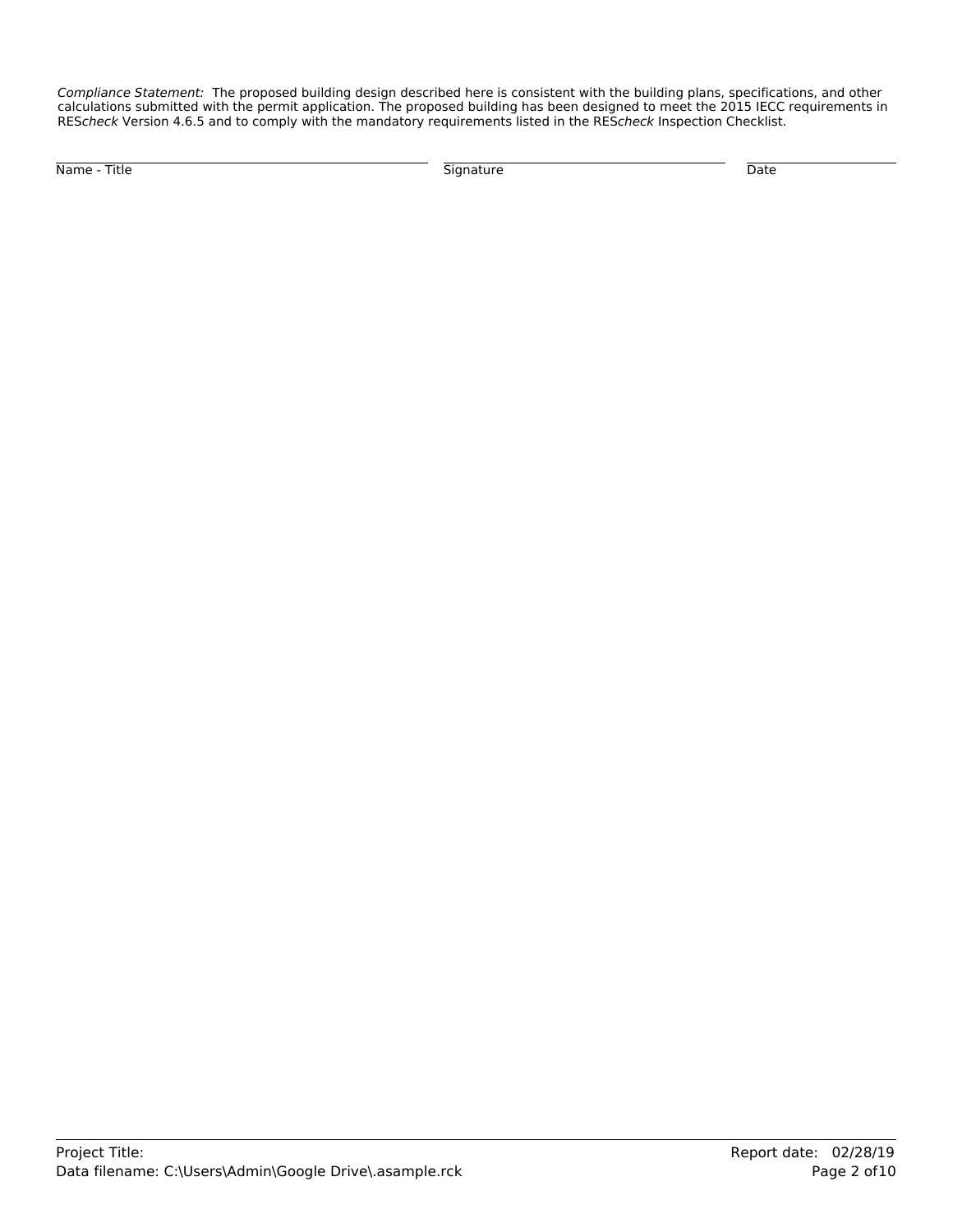*Compliance Statement:* The proposed building design described here is consistent with the building plans, specifications, and other calculations submitted with the permit application. The proposed building has been designed to meet the 2015 IECC requirements in RES*check* Version 4.6.5 and to comply with the mandatory requirements listed in the RES*check* Inspection Checklist.

| Name - Title | Signature | Date |
|---|---|---|
| | | |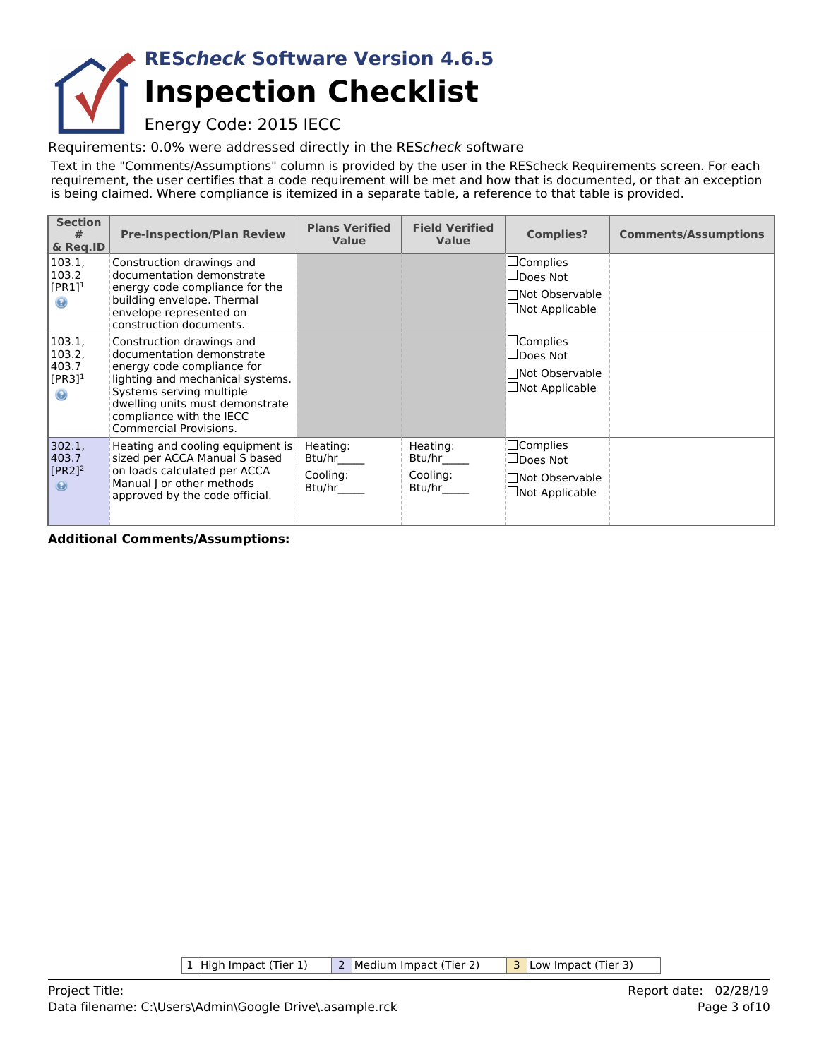# REScheck Software Version 4.6.5

# Inspection Checklist

Energy Code: 2015 IECC

Requirements: 0.0% were addressed directly in the REScheck software

Text in the "Comments/Assumptions" column is provided by the user in the REScheck Requirements screen. For each requirement, the user certifies that a code requirement will be met and how that is documented, or that an exception is being claimed. Where compliance is itemized in a separate table, a reference to that table is provided.

| Section # & Req.ID | Pre-Inspection/Plan Review | Plans Verified Value | Field Verified Value | Complies? | Comments/Assumptions |
|---|---|---|---|---|---|
| 103.1, 103.2 [PR1][1] | Construction drawings and documentation demonstrate energy code compliance for the building envelope. Thermal envelope represented on construction documents. | | | ☐Complies ☐Does Not ☐Not Observable ☐Not Applicable | |
| 103.1, 103.2, 403.7 [PR3][1] | Construction drawings and documentation demonstrate energy code compliance for lighting and mechanical systems. Systems serving multiple dwelling units must demonstrate compliance with the IECC Commercial Provisions. | | | ☐Complies ☐Does Not ☐Not Observable ☐Not Applicable | |
| 302.1, 403.7 [PR2][2] | Heating and cooling equipment is sized per ACCA Manual S based on loads calculated per ACCA Manual J or other methods approved by the code official. | Heating: Btu/hr_____ Cooling: Btu/hr_____ | Heating: Btu/hr_____ Cooling: Btu/hr_____ | ☐Complies ☐Does Not ☐Not Observable ☐Not Applicable | |

**Additional Comments/Assumptions:**

| 1 | High Impact (Tier 1) | 2 | Medium Impact (Tier 2) | 3 | Low Impact (Tier 3) |
|---|---|---|---|---|---|

Project Title:

Data filename: C:\Users\Admin\Google Drive\.asample.rck

Report date: 02/28/19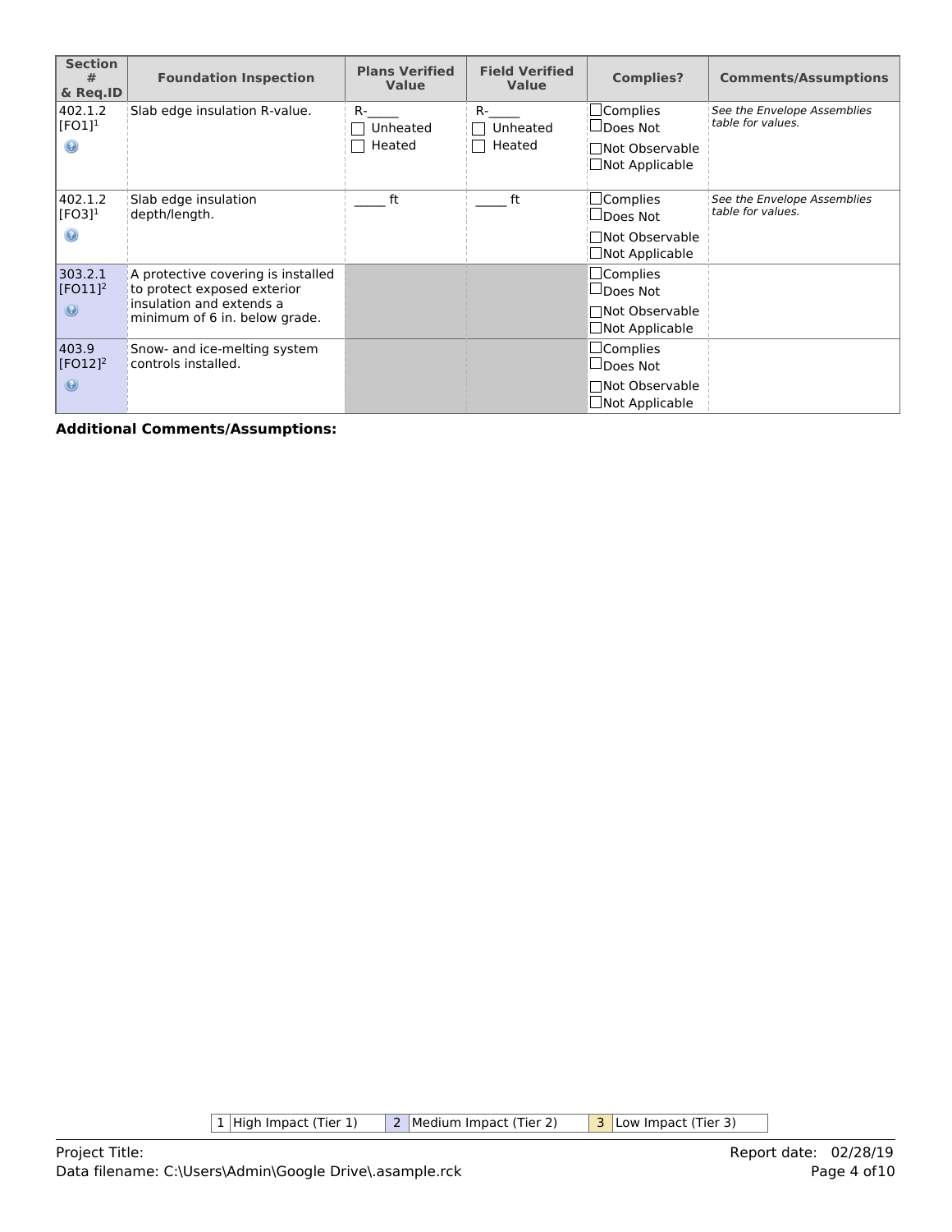| Section # & Req.ID | Foundation Inspection | Plans Verified Value | Field Verified Value | Complies? | Comments/Assumptions |
|---|---|---|---|---|---|
| 402.1.2 [FO1][1] | Slab edge insulation R-value. | R-_____ ☐ Unheated ☐ Heated | R-_____ ☐ Unheated ☐ Heated | ☐Complies ☐Does Not ☐Not Observable ☐Not Applicable | *See the Envelope Assemblies table for values.* |
| 402.1.2 [FO3][1] | Slab edge insulation depth/length. | _____ ft | _____ ft | ☐Complies ☐Does Not ☐Not Observable ☐Not Applicable | *See the Envelope Assemblies table for values.* |
| 303.2.1 [FO11][2] | A protective covering is installed to protect exposed exterior insulation and extends a minimum of 6 in. below grade. | | | ☐Complies ☐Does Not ☐Not Observable ☐Not Applicable | |
| 403.9 [FO12][2] | Snow- and ice-melting system controls installed. | | | ☐Complies ☐Does Not ☐Not Observable ☐Not Applicable | |

**Additional Comments/Assumptions:**

| 1 | High Impact (Tier 1) | 2 | Medium Impact (Tier 2) | 3 | Low Impact (Tier 3) |
|---|---|---|---|---|---|

Project Title:
Data filename: C:\Users\Admin\Google Drive\.asample.rck

Report date: 02/28/19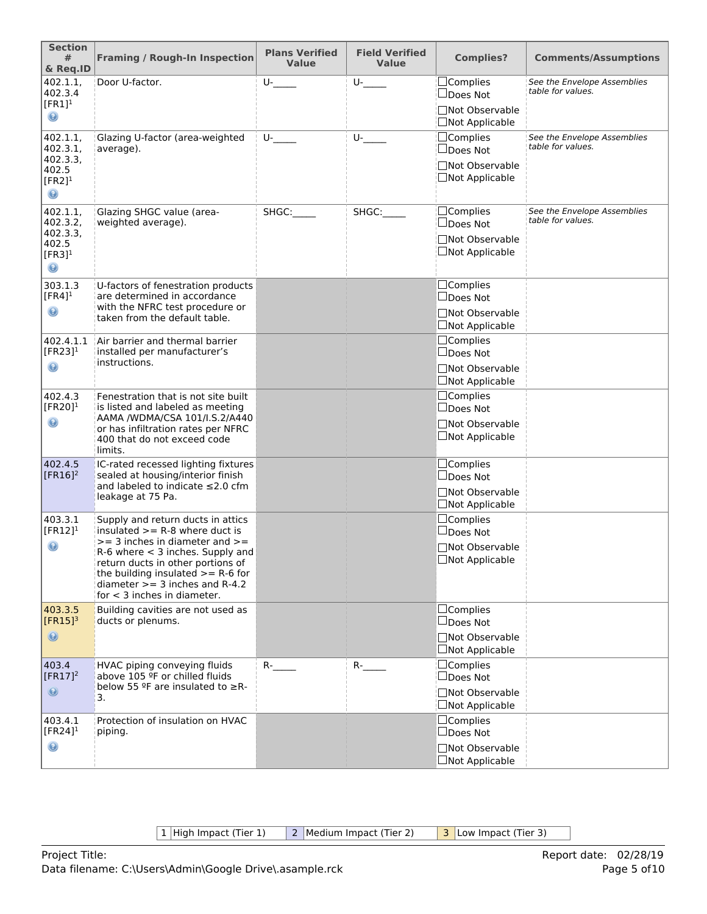| Section # & Req.ID | Framing / Rough-In Inspection | Plans Verified Value | Field Verified Value | Complies? | Comments/Assumptions |
|---|---|---|---|---|---|
| 402.1.1, 402.3.4 [FR1][1] | Door U-factor. | U-_____ | U-_____ | ☐Complies ☐Does Not ☐Not Observable ☐Not Applicable | *See the Envelope Assemblies table for values.* |
| 402.1.1, 402.3.1, 402.3.3, 402.5 [FR2][1] | Glazing U-factor (area-weighted average). | U-_____ | U-_____ | ☐Complies ☐Does Not ☐Not Observable ☐Not Applicable | *See the Envelope Assemblies table for values.* |
| 402.1.1, 402.3.2, 402.3.3, 402.5 [FR3][1] | Glazing SHGC value (area-weighted average). | SHGC:_____ | SHGC:_____ | ☐Complies ☐Does Not ☐Not Observable ☐Not Applicable | *See the Envelope Assemblies table for values.* |
| 303.1.3 [FR4][1] | U-factors of fenestration products are determined in accordance with the NFRC test procedure or taken from the default table. | | | ☐Complies ☐Does Not ☐Not Observable ☐Not Applicable | |
| 402.4.1.1 [FR23][1] | Air barrier and thermal barrier installed per manufacturer's instructions. | | | ☐Complies ☐Does Not ☐Not Observable ☐Not Applicable | |
| 402.4.3 [FR20][1] | Fenestration that is not site built is listed and labeled as meeting AAMA /WDMA/CSA 101/I.S.2/A440 or has infiltration rates per NFRC 400 that do not exceed code limits. | | | ☐Complies ☐Does Not ☐Not Observable ☐Not Applicable | |
| 402.4.5 [FR16][2] | IC-rated recessed lighting fixtures sealed at housing/interior finish and labeled to indicate ≤2.0 cfm leakage at 75 Pa. | | | ☐Complies ☐Does Not ☐Not Observable ☐Not Applicable | |
| 403.3.1 [FR12][1] | Supply and return ducts in attics insulated >= R-8 where duct is >= 3 inches in diameter and >= R-6 where < 3 inches. Supply and return ducts in other portions of the building insulated >= R-6 for diameter >= 3 inches and R-4.2 for < 3 inches in diameter. | | | ☐Complies ☐Does Not ☐Not Observable ☐Not Applicable | |
| 403.3.5 [FR15][3] | Building cavities are not used as ducts or plenums. | | | ☐Complies ☐Does Not ☐Not Observable ☐Not Applicable | |
| 403.4 [FR17][2] | HVAC piping conveying fluids above 105 ºF or chilled fluids below 55 ºF are insulated to ≥R-3. | R-_____ | R-_____ | ☐Complies ☐Does Not ☐Not Observable ☐Not Applicable | |
| 403.4.1 [FR24][1] | Protection of insulation on HVAC piping. | | | ☐Complies ☐Does Not ☐Not Observable ☐Not Applicable | |

| 1 | High Impact (Tier 1) | 2 | Medium Impact (Tier 2) | 3 | Low Impact (Tier 3) |
|---|---|---|---|---|---|

Project Title:
Data filename: C:\Users\Admin\Google Drive\.asample.rck

Report date: 02/28/19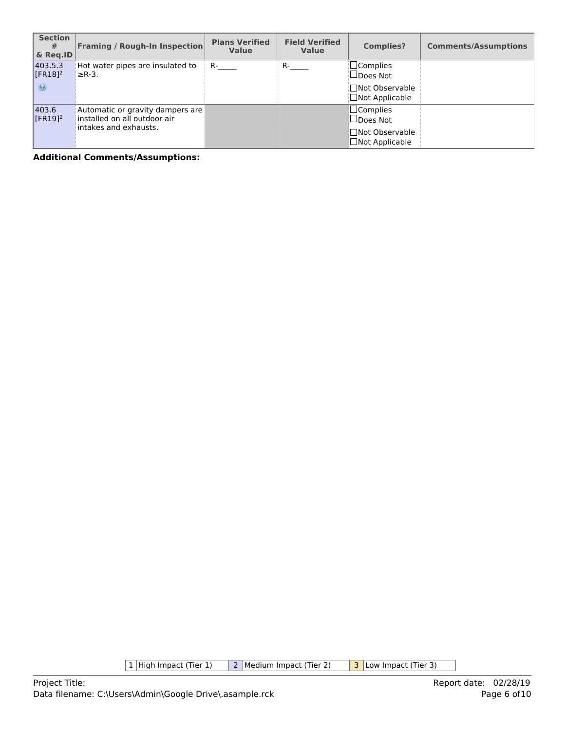| Section # & Req.ID | Framing / Rough-In Inspection | Plans Verified Value | Field Verified Value | Complies? | Comments/Assumptions |
| --- | --- | --- | --- | --- | --- |
| 403.5.3 [FR18][2] | Hot water pipes are insulated to ≥R-3. | R-_____ | R-_____ | ☐Complies ☐Does Not ☐Not Observable ☐Not Applicable | |
| 403.6 [FR19][2] | Automatic or gravity dampers are installed on all outdoor air intakes and exhausts. | | | ☐Complies ☐Does Not ☐Not Observable ☐Not Applicable | |

**Additional Comments/Assumptions:**

| 1 | High Impact (Tier 1) | 2 | Medium Impact (Tier 2) | 3 | Low Impact (Tier 3) |
| --- | --- | --- | --- | --- | --- |

Project Title:

Data filename: C:\Users\Admin\Google Drive\.asample.rck

Report date: 02/28/19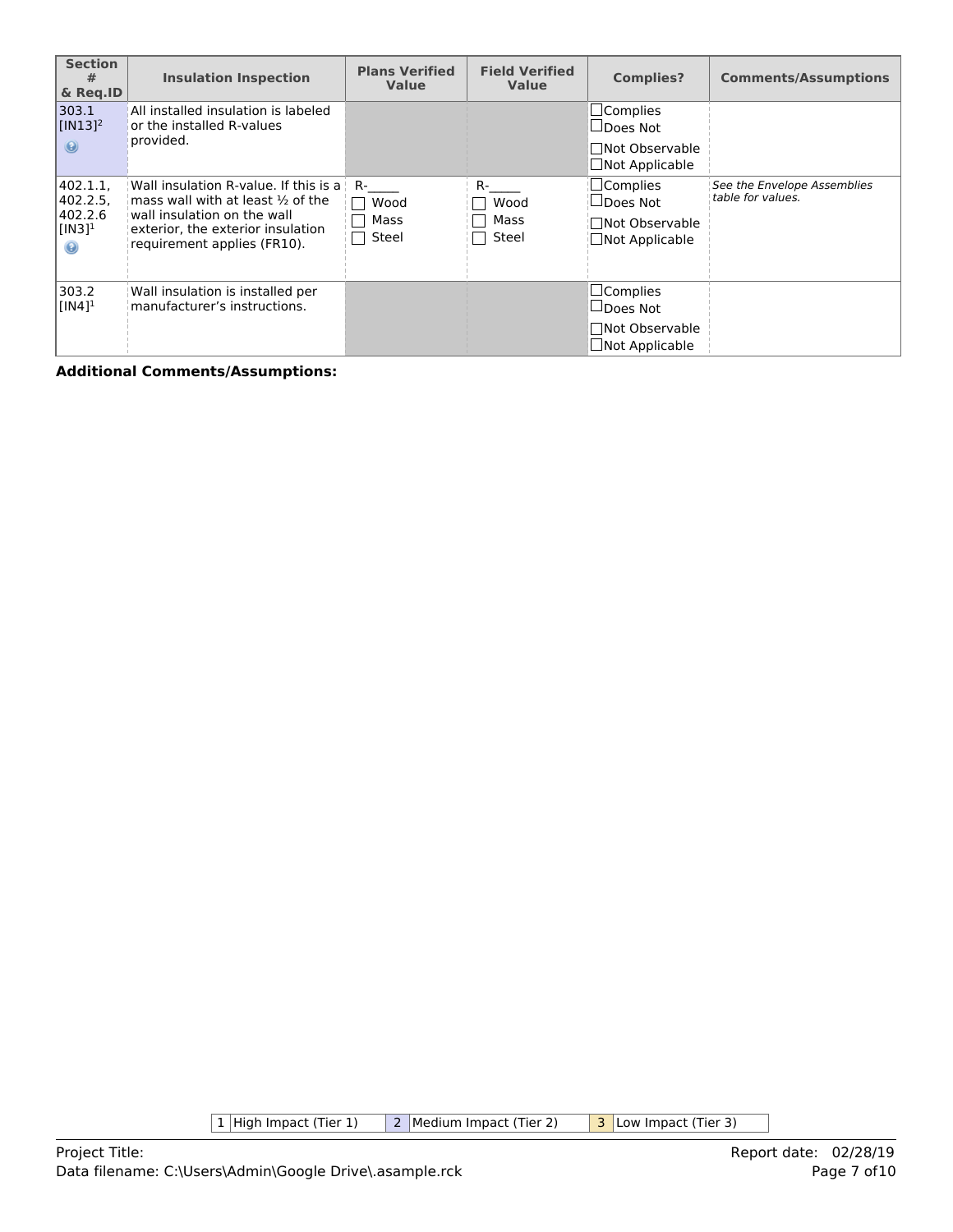| Section # & Req.ID | Insulation Inspection | Plans Verified Value | Field Verified Value | Complies? | Comments/Assumptions |
|---|---|---|---|---|---|
| 303.1 [IN13][2] | All installed insulation is labeled or the installed R-values provided. | | | ☐Complies ☐Does Not ☐Not Observable ☐Not Applicable | |
| 402.1.1, 402.2.5, 402.2.6 [IN3][1] | Wall insulation R-value. If this is a mass wall with at least ½ of the wall insulation on the wall exterior, the exterior insulation requirement applies (FR10). | R-_____ ☐ Wood ☐ Mass ☐ Steel | R-_____ ☐ Wood ☐ Mass ☐ Steel | ☐Complies ☐Does Not ☐Not Observable ☐Not Applicable | *See the Envelope Assemblies table for values.* |
| 303.2 [IN4][1] | Wall insulation is installed per manufacturer's instructions. | | | ☐Complies ☐Does Not ☐Not Observable ☐Not Applicable | |

**Additional Comments/Assumptions:**

| 1 | High Impact (Tier 1) | 2 | Medium Impact (Tier 2) | 3 | Low Impact (Tier 3) |
|---|---|---|---|---|---|

Project Title:
Data filename: C:\Users\Admin\Google Drive\.asample.rck

Report date: 02/28/19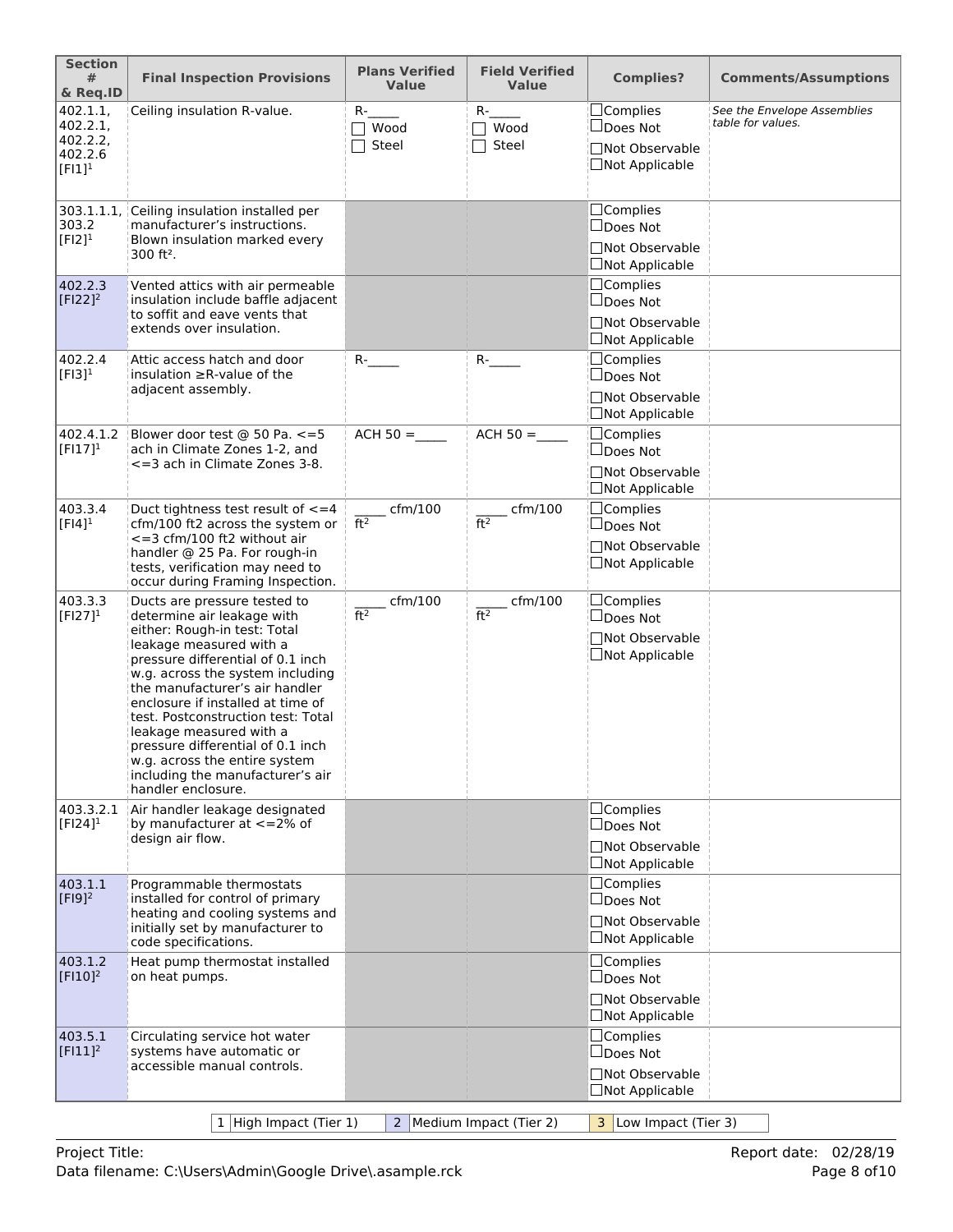| Section # & Req.ID | Final Inspection Provisions | Plans Verified Value | Field Verified Value | Complies? | Comments/Assumptions |
|---|---|---|---|---|---|
| 402.1.1, 402.2.1, 402.2.2, 402.2.6 [FI1][1] | Ceiling insulation R-value. | R-_____ ☐ Wood ☐ Steel | R-_____ ☐ Wood ☐ Steel | ☐Complies ☐Does Not ☐Not Observable ☐Not Applicable | *See the Envelope Assemblies table for values.* |
| 303.1.1.1, 303.2 [FI2][1] | Ceiling insulation installed per manufacturer's instructions. Blown insulation marked every 300 ft². | | | ☐Complies ☐Does Not ☐Not Observable ☐Not Applicable | |
| 402.2.3 [FI22][2] | Vented attics with air permeable insulation include baffle adjacent to soffit and eave vents that extends over insulation. | | | ☐Complies ☐Does Not ☐Not Observable ☐Not Applicable | |
| 402.2.4 [FI3][1] | Attic access hatch and door insulation ≥R-value of the adjacent assembly. | R-_____ | R-_____ | ☐Complies ☐Does Not ☐Not Observable ☐Not Applicable | |
| 402.4.1.2 [FI17][1] | Blower door test @ 50 Pa. <=5 ach in Climate Zones 1-2, and <=3 ach in Climate Zones 3-8. | ACH 50 =_____ | ACH 50 =_____ | ☐Complies ☐Does Not ☐Not Observable ☐Not Applicable | |
| 403.3.4 [FI4][1] | Duct tightness test result of <=4 cfm/100 ft2 across the system or <=3 cfm/100 ft2 without air handler @ 25 Pa. For rough-in tests, verification may need to occur during Framing Inspection. | _____ cfm/100 ft² | _____ cfm/100 ft² | ☐Complies ☐Does Not ☐Not Observable ☐Not Applicable | |
| 403.3.3 [FI27][1] | Ducts are pressure tested to determine air leakage with either: Rough-in test: Total leakage measured with a pressure differential of 0.1 inch w.g. across the system including the manufacturer's air handler enclosure if installed at time of test. Postconstruction test: Total leakage measured with a pressure differential of 0.1 inch w.g. across the entire system including the manufacturer's air handler enclosure. | _____ cfm/100 ft² | _____ cfm/100 ft² | ☐Complies ☐Does Not ☐Not Observable ☐Not Applicable | |
| 403.3.2.1 [FI24][1] | Air handler leakage designated by manufacturer at <=2% of design air flow. | | | ☐Complies ☐Does Not ☐Not Observable ☐Not Applicable | |
| 403.1.1 [FI9][2] | Programmable thermostats installed for control of primary heating and cooling systems and initially set by manufacturer to code specifications. | | | ☐Complies ☐Does Not ☐Not Observable ☐Not Applicable | |
| 403.1.2 [FI10][2] | Heat pump thermostat installed on heat pumps. | | | ☐Complies ☐Does Not ☐Not Observable ☐Not Applicable | |
| 403.5.1 [FI11][2] | Circulating service hot water systems have automatic or accessible manual controls. | | | ☐Complies ☐Does Not ☐Not Observable ☐Not Applicable | |

| 1 High Impact (Tier 1) | 2 Medium Impact (Tier 2) | 3 Low Impact (Tier 3) |
|---|---|---|

Project Title: Report date: 02/28/19
Data filename: C:\Users\Admin\Google Drive\.asample.rck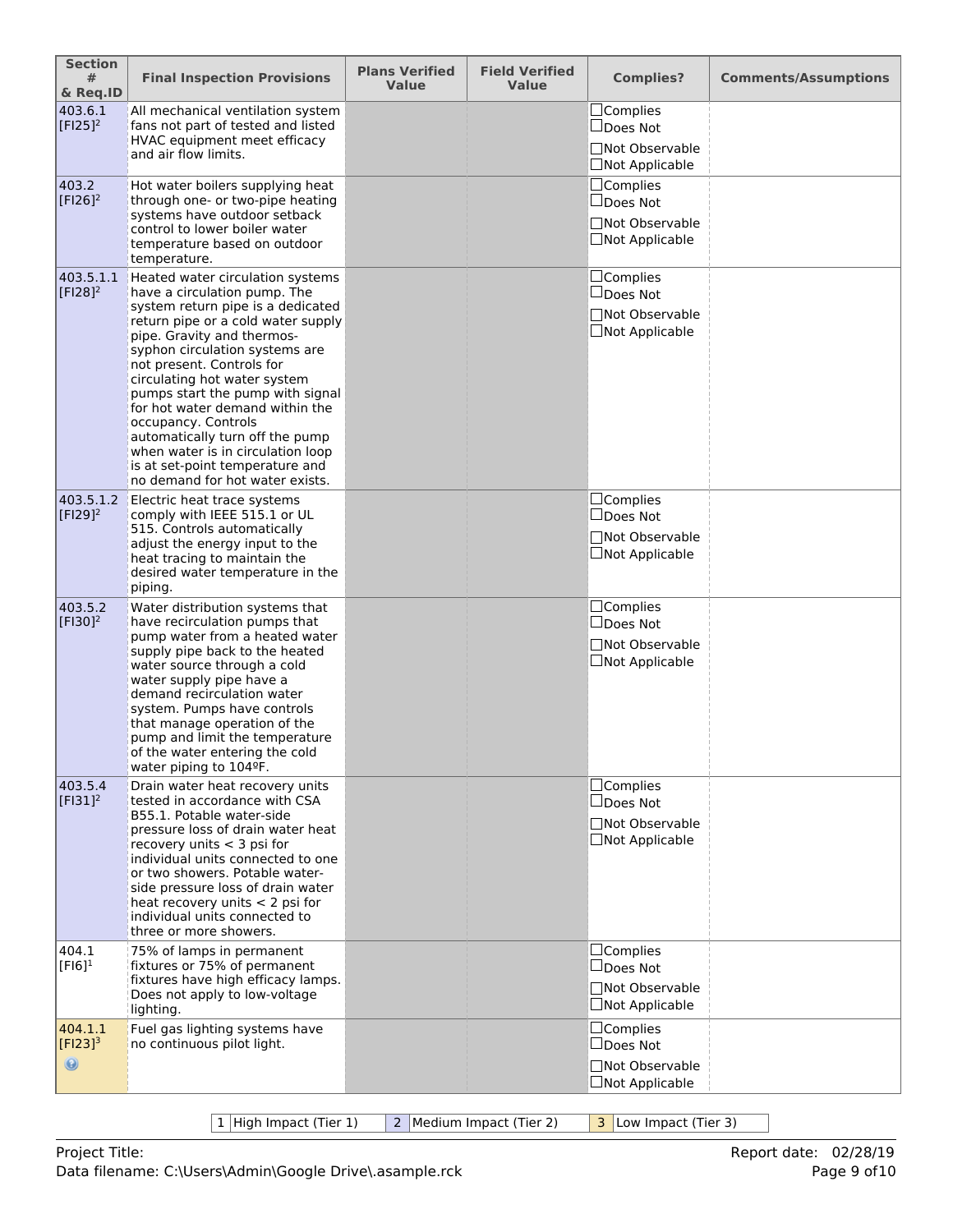| Section # & Req.ID | Final Inspection Provisions | Plans Verified Value | Field Verified Value | Complies? | Comments/Assumptions |
|---|---|---|---|---|---|
| 403.6.1 [FI25][2] | All mechanical ventilation system fans not part of tested and listed HVAC equipment meet efficacy and air flow limits. | | | ☐Complies ☐Does Not ☐Not Observable ☐Not Applicable | |
| 403.2 [FI26][2] | Hot water boilers supplying heat through one- or two-pipe heating systems have outdoor setback control to lower boiler water temperature based on outdoor temperature. | | | ☐Complies ☐Does Not ☐Not Observable ☐Not Applicable | |
| 403.5.1.1 [FI28][2] | Heated water circulation systems have a circulation pump. The system return pipe is a dedicated return pipe or a cold water supply pipe. Gravity and thermos-syphon circulation systems are not present. Controls for circulating hot water system pumps start the pump with signal for hot water demand within the occupancy. Controls automatically turn off the pump when water is in circulation loop is at set-point temperature and no demand for hot water exists. | | | ☐Complies ☐Does Not ☐Not Observable ☐Not Applicable | |
| 403.5.1.2 [FI29][2] | Electric heat trace systems comply with IEEE 515.1 or UL 515. Controls automatically adjust the energy input to the heat tracing to maintain the desired water temperature in the piping. | | | ☐Complies ☐Does Not ☐Not Observable ☐Not Applicable | |
| 403.5.2 [FI30][2] | Water distribution systems that have recirculation pumps that pump water from a heated water supply pipe back to the heated water source through a cold water supply pipe have a demand recirculation water system. Pumps have controls that manage operation of the pump and limit the temperature of the water entering the cold water piping to 104ºF. | | | ☐Complies ☐Does Not ☐Not Observable ☐Not Applicable | |
| 403.5.4 [FI31][2] | Drain water heat recovery units tested in accordance with CSA B55.1. Potable water-side pressure loss of drain water heat recovery units < 3 psi for individual units connected to one or two showers. Potable water-side pressure loss of drain water heat recovery units < 2 psi for individual units connected to three or more showers. | | | ☐Complies ☐Does Not ☐Not Observable ☐Not Applicable | |
| 404.1 [FI6][1] | 75% of lamps in permanent fixtures or 75% of permanent fixtures have high efficacy lamps. Does not apply to low-voltage lighting. | | | ☐Complies ☐Does Not ☐Not Observable ☐Not Applicable | |
| 404.1.1 [FI23][3] | Fuel gas lighting systems have no continuous pilot light. | | | ☐Complies ☐Does Not ☐Not Observable ☐Not Applicable | |

| 1 | High Impact (Tier 1) | 2 | Medium Impact (Tier 2) | 3 | Low Impact (Tier 3) |
|---|---|---|---|---|---|

Project Title:
Data filename: C:\Users\Admin\Google Drive\.asample.rck

Report date: 02/28/19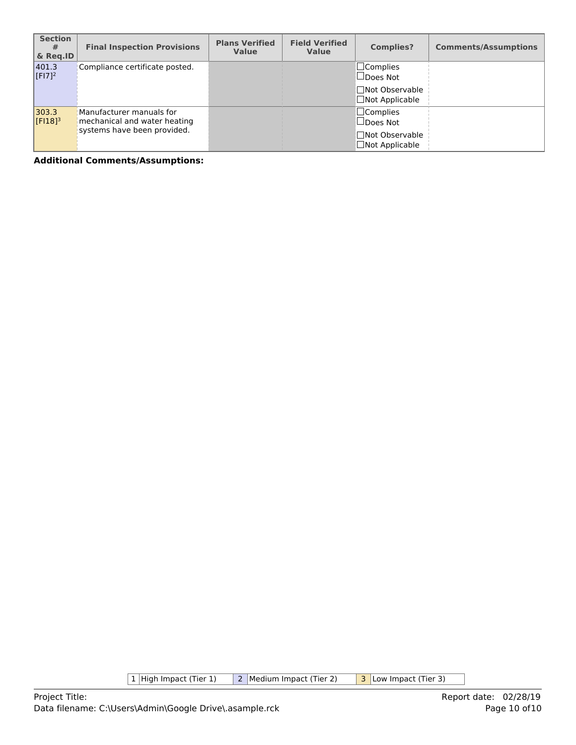| Section # & Req.ID | Final Inspection Provisions | Plans Verified Value | Field Verified Value | Complies? | Comments/Assumptions |
|---|---|---|---|---|---|
| 401.3 [FI7][2] | Compliance certificate posted. | | | ☐Complies ☐Does Not ☐Not Observable ☐Not Applicable | |
| 303.3 [FI18][3] | Manufacturer manuals for mechanical and water heating systems have been provided. | | | ☐Complies ☐Does Not ☐Not Observable ☐Not Applicable | |

**Additional Comments/Assumptions:**

| 1 | High Impact (Tier 1) | 2 | Medium Impact (Tier 2) | 3 | Low Impact (Tier 3) |
|---|---|---|---|---|---|

Project Title:
Data filename: C:\Users\Admin\Google Drive\.asample.rck

Report date: 02/28/19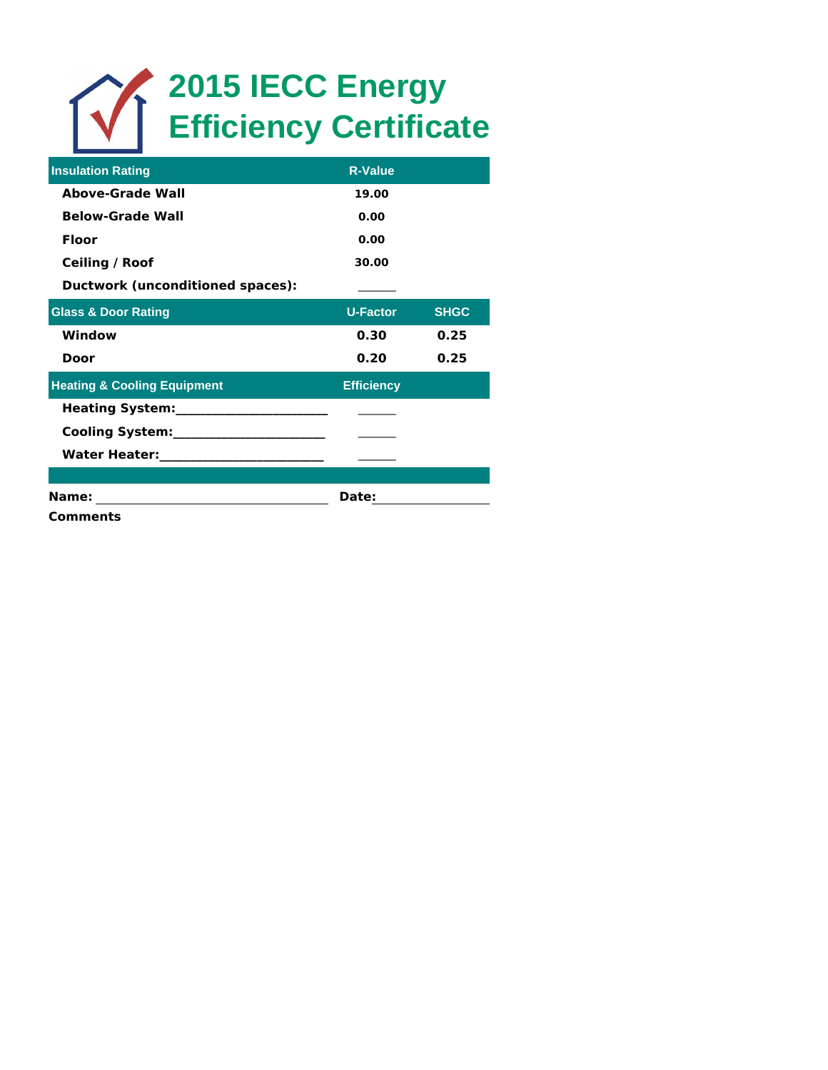# 2015 IECC Energy Efficiency Certificate

| Insulation Rating | R-Value | |
|---|---|---|
| **Above-Grade Wall** | **19.00** | |
| **Below-Grade Wall** | **0.00** | |
| **Floor** | **0.00** | |
| **Ceiling / Roof** | **30.00** | |
| **Ductwork (unconditioned spaces):** | _____ | |
| **Glass & Door Rating** | **U-Factor** | **SHGC** |
| **Window** | **0.30** | **0.25** |
| **Door** | **0.20** | **0.25** |
| **Heating & Cooling Equipment** | **Efficiency** | |
| **Heating System:____________________** | _____ | |
| **Cooling System:____________________** | _____ | |
| **Water Heater:______________________** | _____ | |

**Name:** ______________________________ **Date:** _______________

**Comments**